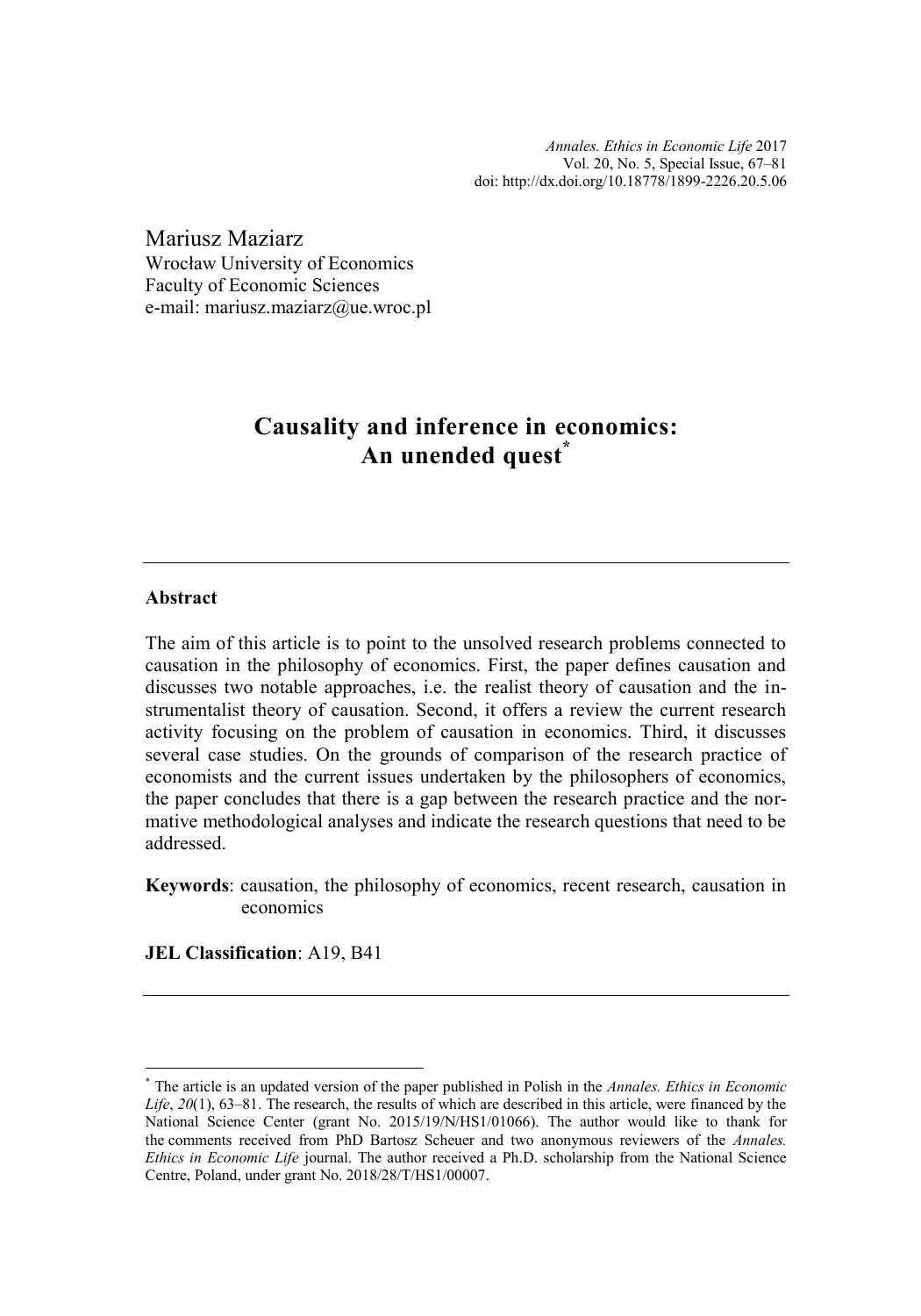Mariusz Maziarz
Wrocław University of Economics
Faculty of Economic Sciences
e-mail: mariusz.maziarz@ue.wroc.pl

# Causality and inference in economics: An unended quest[*]

---

**Abstract**

The aim of this article is to point to the unsolved research problems connected to causation in the philosophy of economics. First, the paper defines causation and discusses two notable approaches, i.e. the realist theory of causation and the instrumentalist theory of causation. Second, it offers a review the current research activity focusing on the problem of causation in economics. Third, it discusses several case studies. On the grounds of comparison of the research practice of economists and the current issues undertaken by the philosophers of economics, the paper concludes that there is a gap between the research practice and the normative methodological analyses and indicate the research questions that need to be addressed.

**Keywords**: causation, the philosophy of economics, recent research, causation in economics

**JEL Classification**: A19, B41

---

[*] The article is an updated version of the paper published in Polish in the *Annales. Ethics in Economic Life*, *20*(1), 63–81. The research, the results of which are described in this article, were financed by the National Science Center (grant No. 2015/19/N/HS1/01066). The author would like to thank for the comments received from PhD Bartosz Scheuer and two anonymous reviewers of the *Annales. Ethics in Economic Life* journal. The author received a Ph.D. scholarship from the National Science Centre, Poland, under grant No. 2018/28/T/HS1/00007.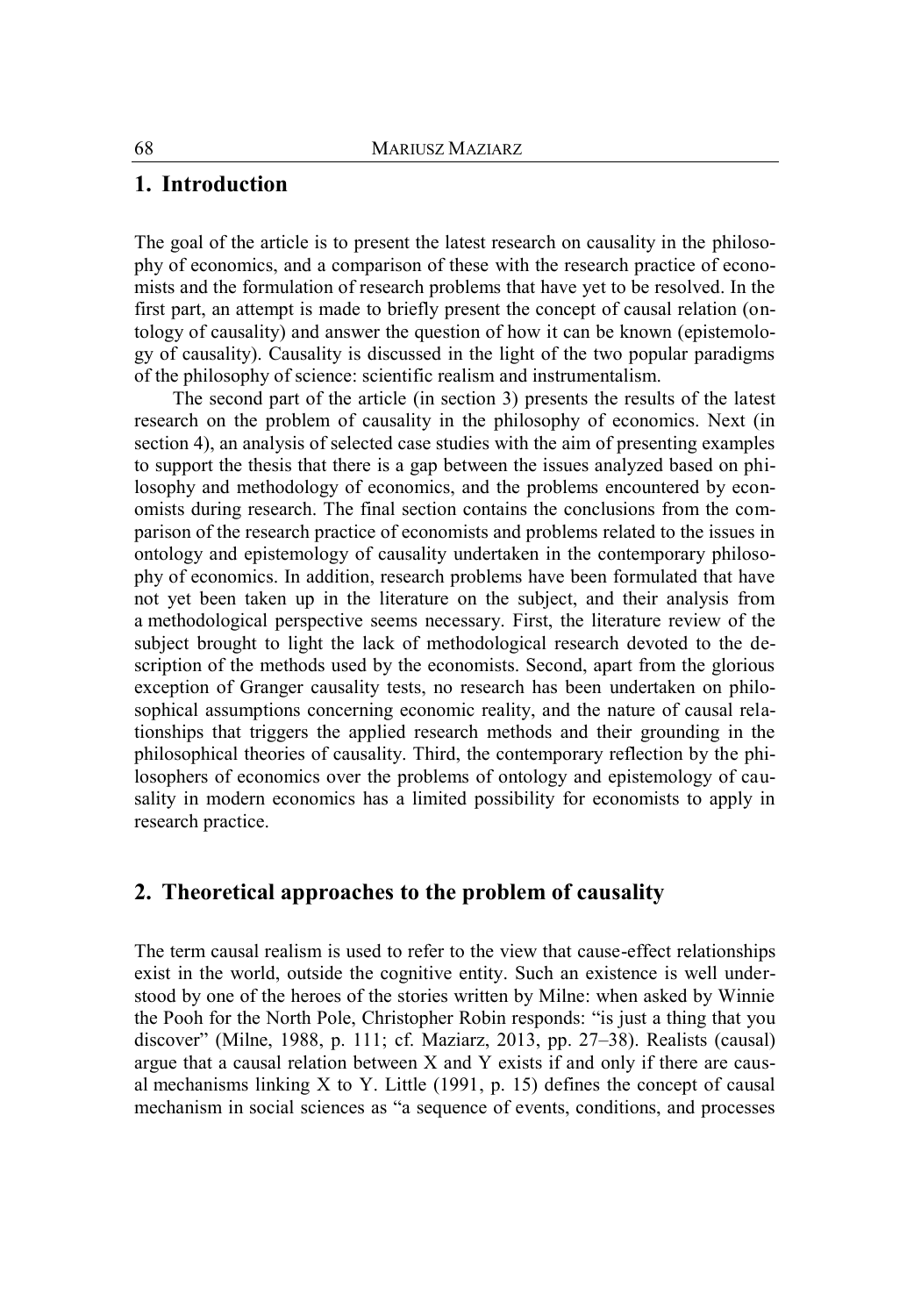## 1. Introduction

The goal of the article is to present the latest research on causality in the philosophy of economics, and a comparison of these with the research practice of economists and the formulation of research problems that have yet to be resolved. In the first part, an attempt is made to briefly present the concept of causal relation (ontology of causality) and answer the question of how it can be known (epistemology of causality). Causality is discussed in the light of the two popular paradigms of the philosophy of science: scientific realism and instrumentalism.

The second part of the article (in section 3) presents the results of the latest research on the problem of causality in the philosophy of economics. Next (in section 4), an analysis of selected case studies with the aim of presenting examples to support the thesis that there is a gap between the issues analyzed based on philosophy and methodology of economics, and the problems encountered by economists during research. The final section contains the conclusions from the comparison of the research practice of economists and problems related to the issues in ontology and epistemology of causality undertaken in the contemporary philosophy of economics. In addition, research problems have been formulated that have not yet been taken up in the literature on the subject, and their analysis from a methodological perspective seems necessary. First, the literature review of the subject brought to light the lack of methodological research devoted to the description of the methods used by the economists. Second, apart from the glorious exception of Granger causality tests, no research has been undertaken on philosophical assumptions concerning economic reality, and the nature of causal relationships that triggers the applied research methods and their grounding in the philosophical theories of causality. Third, the contemporary reflection by the philosophers of economics over the problems of ontology and epistemology of causality in modern economics has a limited possibility for economists to apply in research practice.

## 2. Theoretical approaches to the problem of causality

The term causal realism is used to refer to the view that cause-effect relationships exist in the world, outside the cognitive entity. Such an existence is well understood by one of the heroes of the stories written by Milne: when asked by Winnie the Pooh for the North Pole, Christopher Robin responds: "is just a thing that you discover" (Milne, 1988, p. 111; cf. Maziarz, 2013, pp. 27–38). Realists (causal) argue that a causal relation between X and Y exists if and only if there are causal mechanisms linking X to Y. Little (1991, p. 15) defines the concept of causal mechanism in social sciences as "a sequence of events, conditions, and processes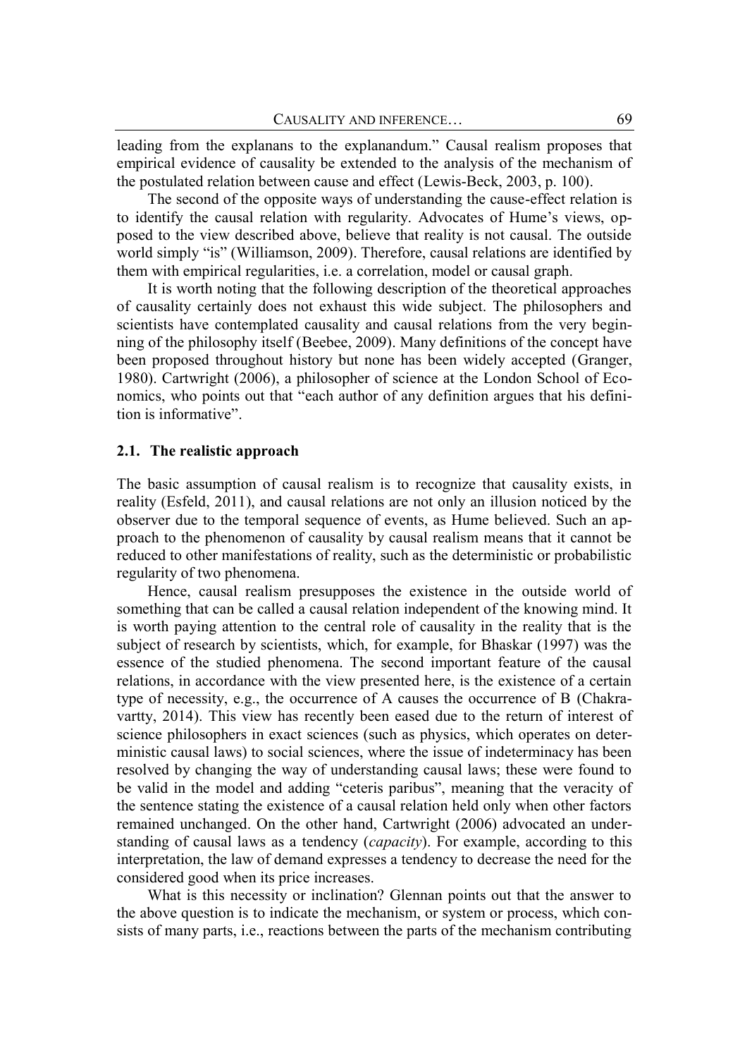leading from the explanans to the explanandum." Causal realism proposes that empirical evidence of causality be extended to the analysis of the mechanism of the postulated relation between cause and effect (Lewis-Beck, 2003, p. 100).

The second of the opposite ways of understanding the cause-effect relation is to identify the causal relation with regularity. Advocates of Hume's views, opposed to the view described above, believe that reality is not causal. The outside world simply "is" (Williamson, 2009). Therefore, causal relations are identified by them with empirical regularities, i.e. a correlation, model or causal graph.

It is worth noting that the following description of the theoretical approaches of causality certainly does not exhaust this wide subject. The philosophers and scientists have contemplated causality and causal relations from the very beginning of the philosophy itself (Beebee, 2009). Many definitions of the concept have been proposed throughout history but none has been widely accepted (Granger, 1980). Cartwright (2006), a philosopher of science at the London School of Economics, who points out that "each author of any definition argues that his definition is informative".

### 2.1. The realistic approach

The basic assumption of causal realism is to recognize that causality exists, in reality (Esfeld, 2011), and causal relations are not only an illusion noticed by the observer due to the temporal sequence of events, as Hume believed. Such an approach to the phenomenon of causality by causal realism means that it cannot be reduced to other manifestations of reality, such as the deterministic or probabilistic regularity of two phenomena.

Hence, causal realism presupposes the existence in the outside world of something that can be called a causal relation independent of the knowing mind. It is worth paying attention to the central role of causality in the reality that is the subject of research by scientists, which, for example, for Bhaskar (1997) was the essence of the studied phenomena. The second important feature of the causal relations, in accordance with the view presented here, is the existence of a certain type of necessity, e.g., the occurrence of A causes the occurrence of B (Chakravartty, 2014). This view has recently been eased due to the return of interest of science philosophers in exact sciences (such as physics, which operates on deterministic causal laws) to social sciences, where the issue of indeterminacy has been resolved by changing the way of understanding causal laws; these were found to be valid in the model and adding "ceteris paribus", meaning that the veracity of the sentence stating the existence of a causal relation held only when other factors remained unchanged. On the other hand, Cartwright (2006) advocated an understanding of causal laws as a tendency (*capacity*). For example, according to this interpretation, the law of demand expresses a tendency to decrease the need for the considered good when its price increases.

What is this necessity or inclination? Glennan points out that the answer to the above question is to indicate the mechanism, or system or process, which consists of many parts, i.e., reactions between the parts of the mechanism contributing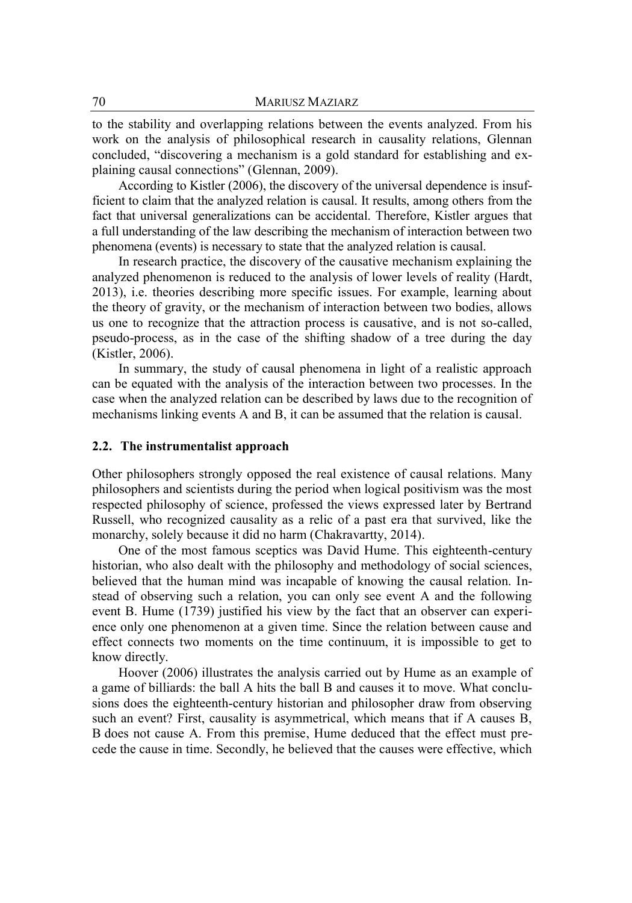to the stability and overlapping relations between the events analyzed. From his work on the analysis of philosophical research in causality relations, Glennan concluded, "discovering a mechanism is a gold standard for establishing and explaining causal connections" (Glennan, 2009).

According to Kistler (2006), the discovery of the universal dependence is insufficient to claim that the analyzed relation is causal. It results, among others from the fact that universal generalizations can be accidental. Therefore, Kistler argues that a full understanding of the law describing the mechanism of interaction between two phenomena (events) is necessary to state that the analyzed relation is causal.

In research practice, the discovery of the causative mechanism explaining the analyzed phenomenon is reduced to the analysis of lower levels of reality (Hardt, 2013), i.e. theories describing more specific issues. For example, learning about the theory of gravity, or the mechanism of interaction between two bodies, allows us one to recognize that the attraction process is causative, and is not so-called, pseudo-process, as in the case of the shifting shadow of a tree during the day (Kistler, 2006).

In summary, the study of causal phenomena in light of a realistic approach can be equated with the analysis of the interaction between two processes. In the case when the analyzed relation can be described by laws due to the recognition of mechanisms linking events A and B, it can be assumed that the relation is causal.

### 2.2. The instrumentalist approach

Other philosophers strongly opposed the real existence of causal relations. Many philosophers and scientists during the period when logical positivism was the most respected philosophy of science, professed the views expressed later by Bertrand Russell, who recognized causality as a relic of a past era that survived, like the monarchy, solely because it did no harm (Chakravartty, 2014).

One of the most famous sceptics was David Hume. This eighteenth-century historian, who also dealt with the philosophy and methodology of social sciences, believed that the human mind was incapable of knowing the causal relation. Instead of observing such a relation, you can only see event A and the following event B. Hume (1739) justified his view by the fact that an observer can experience only one phenomenon at a given time. Since the relation between cause and effect connects two moments on the time continuum, it is impossible to get to know directly.

Hoover (2006) illustrates the analysis carried out by Hume as an example of a game of billiards: the ball A hits the ball B and causes it to move. What conclusions does the eighteenth-century historian and philosopher draw from observing such an event? First, causality is asymmetrical, which means that if A causes B, B does not cause A. From this premise, Hume deduced that the effect must precede the cause in time. Secondly, he believed that the causes were effective, which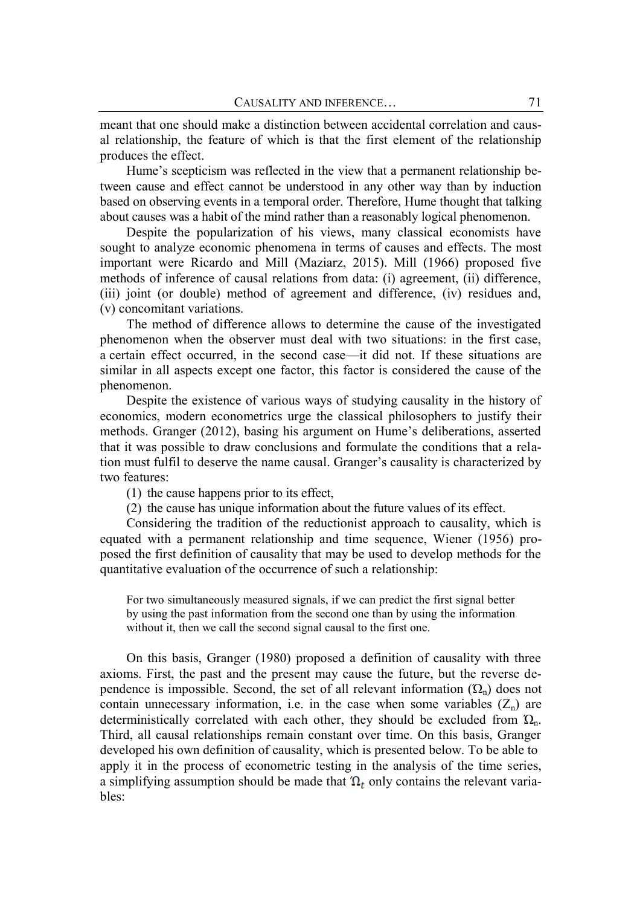meant that one should make a distinction between accidental correlation and causal relationship, the feature of which is that the first element of the relationship produces the effect.

Hume's scepticism was reflected in the view that a permanent relationship between cause and effect cannot be understood in any other way than by induction based on observing events in a temporal order. Therefore, Hume thought that talking about causes was a habit of the mind rather than a reasonably logical phenomenon.

Despite the popularization of his views, many classical economists have sought to analyze economic phenomena in terms of causes and effects. The most important were Ricardo and Mill (Maziarz, 2015). Mill (1966) proposed five methods of inference of causal relations from data: (i) agreement, (ii) difference, (iii) joint (or double) method of agreement and difference, (iv) residues and, (v) concomitant variations.

The method of difference allows to determine the cause of the investigated phenomenon when the observer must deal with two situations: in the first case, a certain effect occurred, in the second case—it did not. If these situations are similar in all aspects except one factor, this factor is considered the cause of the phenomenon.

Despite the existence of various ways of studying causality in the history of economics, modern econometrics urge the classical philosophers to justify their methods. Granger (2012), basing his argument on Hume's deliberations, asserted that it was possible to draw conclusions and formulate the conditions that a relation must fulfil to deserve the name causal. Granger's causality is characterized by two features:

(1) the cause happens prior to its effect,

(2) the cause has unique information about the future values of its effect.

Considering the tradition of the reductionist approach to causality, which is equated with a permanent relationship and time sequence, Wiener (1956) proposed the first definition of causality that may be used to develop methods for the quantitative evaluation of the occurrence of such a relationship:

> For two simultaneously measured signals, if we can predict the first signal better by using the past information from the second one than by using the information without it, then we call the second signal causal to the first one.

On this basis, Granger (1980) proposed a definition of causality with three axioms. First, the past and the present may cause the future, but the reverse dependence is impossible. Second, the set of all relevant information ($\Omega_n$) does not contain unnecessary information, i.e. in the case when some variables ($Z_n$) are deterministically correlated with each other, they should be excluded from $\Omega_n$. Third, all causal relationships remain constant over time. On this basis, Granger developed his own definition of causality, which is presented below. To be able to apply it in the process of econometric testing in the analysis of the time series, a simplifying assumption should be made that $\Omega_t$ only contains the relevant variables: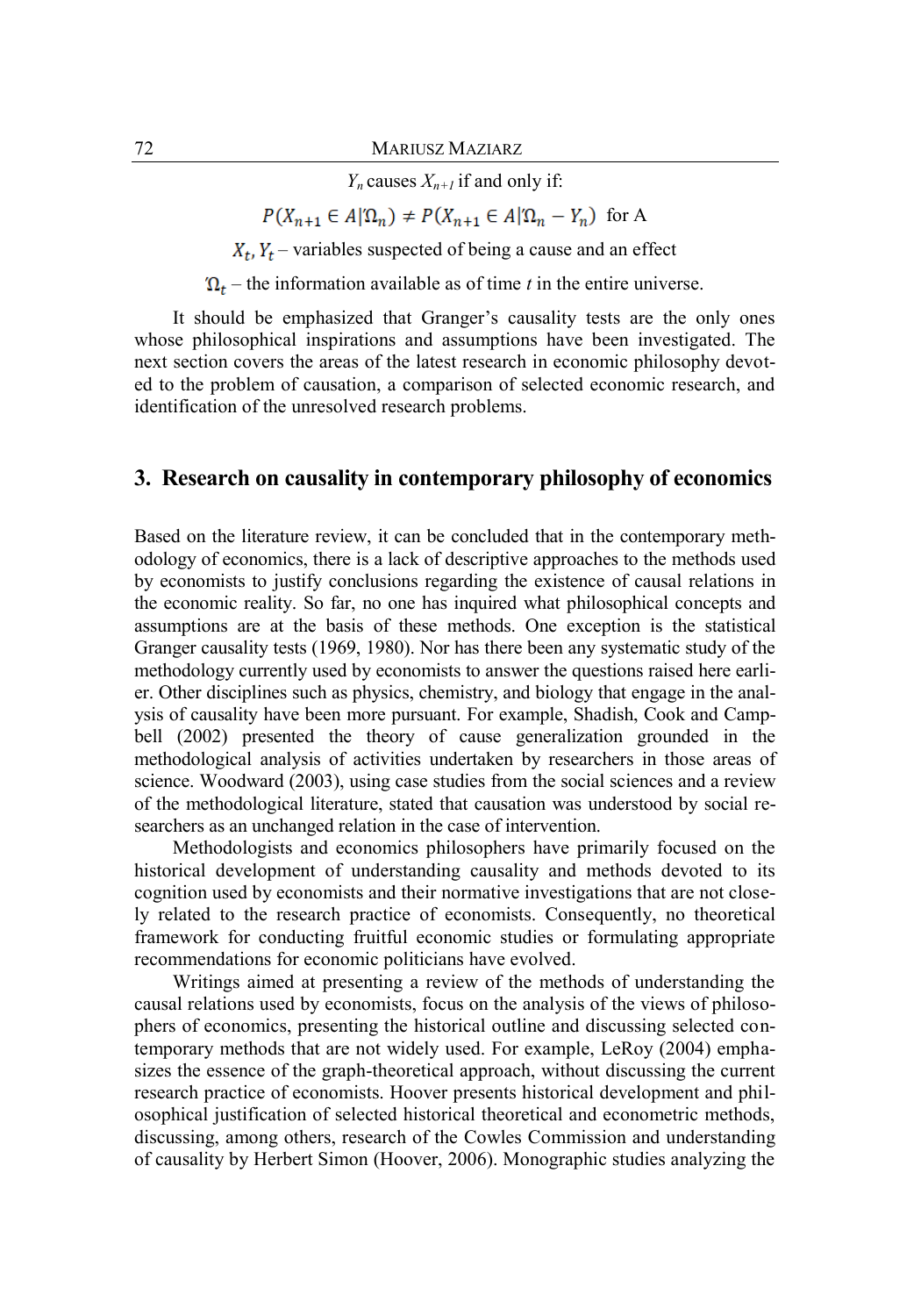$Y_n$ causes $X_{n+1}$ if and only if:

$$P(X_{n+1} \in A|\Omega_n) \neq P(X_{n+1} \in A|\Omega_n - Y_n) \text{ for A}$$

$X_t, Y_t$ – variables suspected of being a cause and an effect

$\Omega_t$ – the information available as of time $t$ in the entire universe.

It should be emphasized that Granger's causality tests are the only ones whose philosophical inspirations and assumptions have been investigated. The next section covers the areas of the latest research in economic philosophy devoted to the problem of causation, a comparison of selected economic research, and identification of the unresolved research problems.

## 3. Research on causality in contemporary philosophy of economics

Based on the literature review, it can be concluded that in the contemporary methodology of economics, there is a lack of descriptive approaches to the methods used by economists to justify conclusions regarding the existence of causal relations in the economic reality. So far, no one has inquired what philosophical concepts and assumptions are at the basis of these methods. One exception is the statistical Granger causality tests (1969, 1980). Nor has there been any systematic study of the methodology currently used by economists to answer the questions raised here earlier. Other disciplines such as physics, chemistry, and biology that engage in the analysis of causality have been more pursuant. For example, Shadish, Cook and Campbell (2002) presented the theory of cause generalization grounded in the methodological analysis of activities undertaken by researchers in those areas of science. Woodward (2003), using case studies from the social sciences and a review of the methodological literature, stated that causation was understood by social researchers as an unchanged relation in the case of intervention.

Methodologists and economics philosophers have primarily focused on the historical development of understanding causality and methods devoted to its cognition used by economists and their normative investigations that are not closely related to the research practice of economists. Consequently, no theoretical framework for conducting fruitful economic studies or formulating appropriate recommendations for economic politicians have evolved.

Writings aimed at presenting a review of the methods of understanding the causal relations used by economists, focus on the analysis of the views of philosophers of economics, presenting the historical outline and discussing selected contemporary methods that are not widely used. For example, LeRoy (2004) emphasizes the essence of the graph-theoretical approach, without discussing the current research practice of economists. Hoover presents historical development and philosophical justification of selected historical theoretical and econometric methods, discussing, among others, research of the Cowles Commission and understanding of causality by Herbert Simon (Hoover, 2006). Monographic studies analyzing the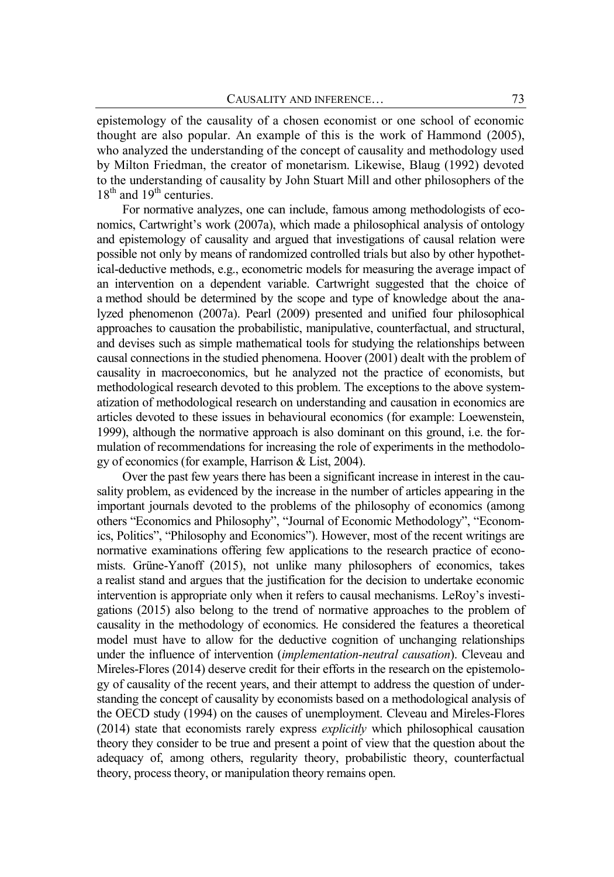epistemology of the causality of a chosen economist or one school of economic thought are also popular. An example of this is the work of Hammond (2005), who analyzed the understanding of the concept of causality and methodology used by Milton Friedman, the creator of monetarism. Likewise, Blaug (1992) devoted to the understanding of causality by John Stuart Mill and other philosophers of the 18th and 19th centuries.

For normative analyzes, one can include, famous among methodologists of economics, Cartwright's work (2007a), which made a philosophical analysis of ontology and epistemology of causality and argued that investigations of causal relation were possible not only by means of randomized controlled trials but also by other hypothetical-deductive methods, e.g., econometric models for measuring the average impact of an intervention on a dependent variable. Cartwright suggested that the choice of a method should be determined by the scope and type of knowledge about the analyzed phenomenon (2007a). Pearl (2009) presented and unified four philosophical approaches to causation the probabilistic, manipulative, counterfactual, and structural, and devises such as simple mathematical tools for studying the relationships between causal connections in the studied phenomena. Hoover (2001) dealt with the problem of causality in macroeconomics, but he analyzed not the practice of economists, but methodological research devoted to this problem. The exceptions to the above systematization of methodological research on understanding and causation in economics are articles devoted to these issues in behavioural economics (for example: Loewenstein, 1999), although the normative approach is also dominant on this ground, i.e. the formulation of recommendations for increasing the role of experiments in the methodology of economics (for example, Harrison & List, 2004).

Over the past few years there has been a significant increase in interest in the causality problem, as evidenced by the increase in the number of articles appearing in the important journals devoted to the problems of the philosophy of economics (among others "Economics and Philosophy", "Journal of Economic Methodology", "Economics, Politics", "Philosophy and Economics"). However, most of the recent writings are normative examinations offering few applications to the research practice of economists. Grüne-Yanoff (2015), not unlike many philosophers of economics, takes a realist stand and argues that the justification for the decision to undertake economic intervention is appropriate only when it refers to causal mechanisms. LeRoy's investigations (2015) also belong to the trend of normative approaches to the problem of causality in the methodology of economics. He considered the features a theoretical model must have to allow for the deductive cognition of unchanging relationships under the influence of intervention (*implementation-neutral causation*). Cleveau and Mireles-Flores (2014) deserve credit for their efforts in the research on the epistemology of causality of the recent years, and their attempt to address the question of understanding the concept of causality by economists based on a methodological analysis of the OECD study (1994) on the causes of unemployment. Cleveau and Mireles-Flores (2014) state that economists rarely express *explicitly* which philosophical causation theory they consider to be true and present a point of view that the question about the adequacy of, among others, regularity theory, probabilistic theory, counterfactual theory, process theory, or manipulation theory remains open.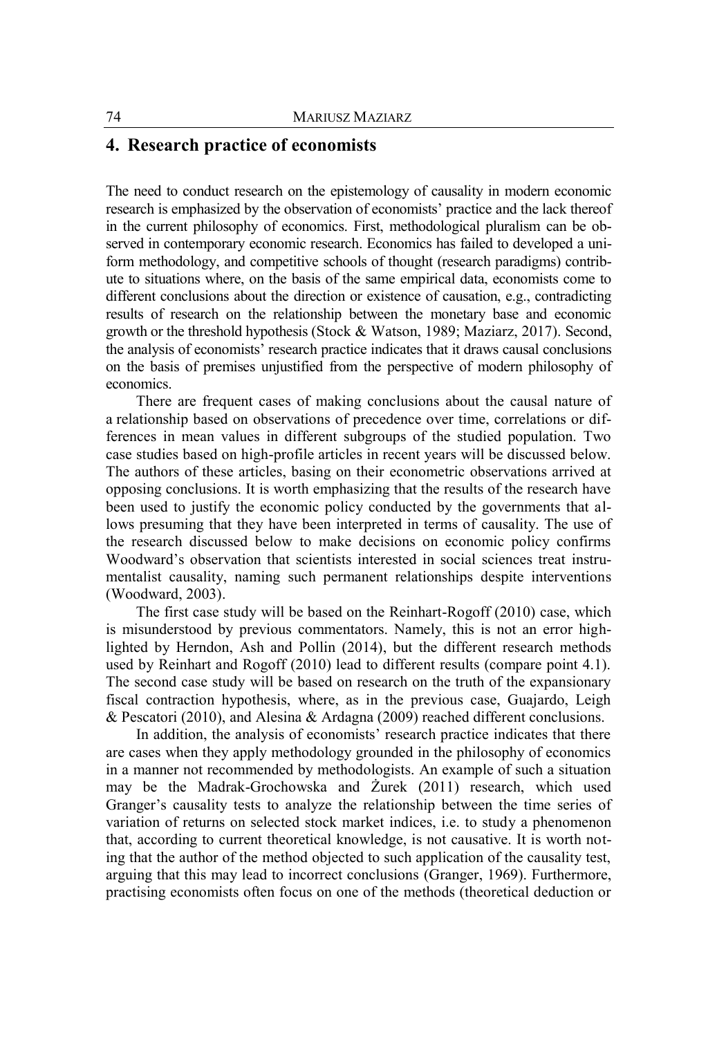## 4. Research practice of economists

The need to conduct research on the epistemology of causality in modern economic research is emphasized by the observation of economists' practice and the lack thereof in the current philosophy of economics. First, methodological pluralism can be observed in contemporary economic research. Economics has failed to developed a uniform methodology, and competitive schools of thought (research paradigms) contribute to situations where, on the basis of the same empirical data, economists come to different conclusions about the direction or existence of causation, e.g., contradicting results of research on the relationship between the monetary base and economic growth or the threshold hypothesis (Stock & Watson, 1989; Maziarz, 2017). Second, the analysis of economists' research practice indicates that it draws causal conclusions on the basis of premises unjustified from the perspective of modern philosophy of economics.

There are frequent cases of making conclusions about the causal nature of a relationship based on observations of precedence over time, correlations or differences in mean values in different subgroups of the studied population. Two case studies based on high-profile articles in recent years will be discussed below. The authors of these articles, basing on their econometric observations arrived at opposing conclusions. It is worth emphasizing that the results of the research have been used to justify the economic policy conducted by the governments that allows presuming that they have been interpreted in terms of causality. The use of the research discussed below to make decisions on economic policy confirms Woodward's observation that scientists interested in social sciences treat instrumentalist causality, naming such permanent relationships despite interventions (Woodward, 2003).

The first case study will be based on the Reinhart-Rogoff (2010) case, which is misunderstood by previous commentators. Namely, this is not an error highlighted by Herndon, Ash and Pollin (2014), but the different research methods used by Reinhart and Rogoff (2010) lead to different results (compare point 4.1). The second case study will be based on research on the truth of the expansionary fiscal contraction hypothesis, where, as in the previous case, Guajardo, Leigh & Pescatori (2010), and Alesina & Ardagna (2009) reached different conclusions.

In addition, the analysis of economists' research practice indicates that there are cases when they apply methodology grounded in the philosophy of economics in a manner not recommended by methodologists. An example of such a situation may be the Madrak-Grochowska and Żurek (2011) research, which used Granger's causality tests to analyze the relationship between the time series of variation of returns on selected stock market indices, i.e. to study a phenomenon that, according to current theoretical knowledge, is not causative. It is worth noting that the author of the method objected to such application of the causality test, arguing that this may lead to incorrect conclusions (Granger, 1969). Furthermore, practising economists often focus on one of the methods (theoretical deduction or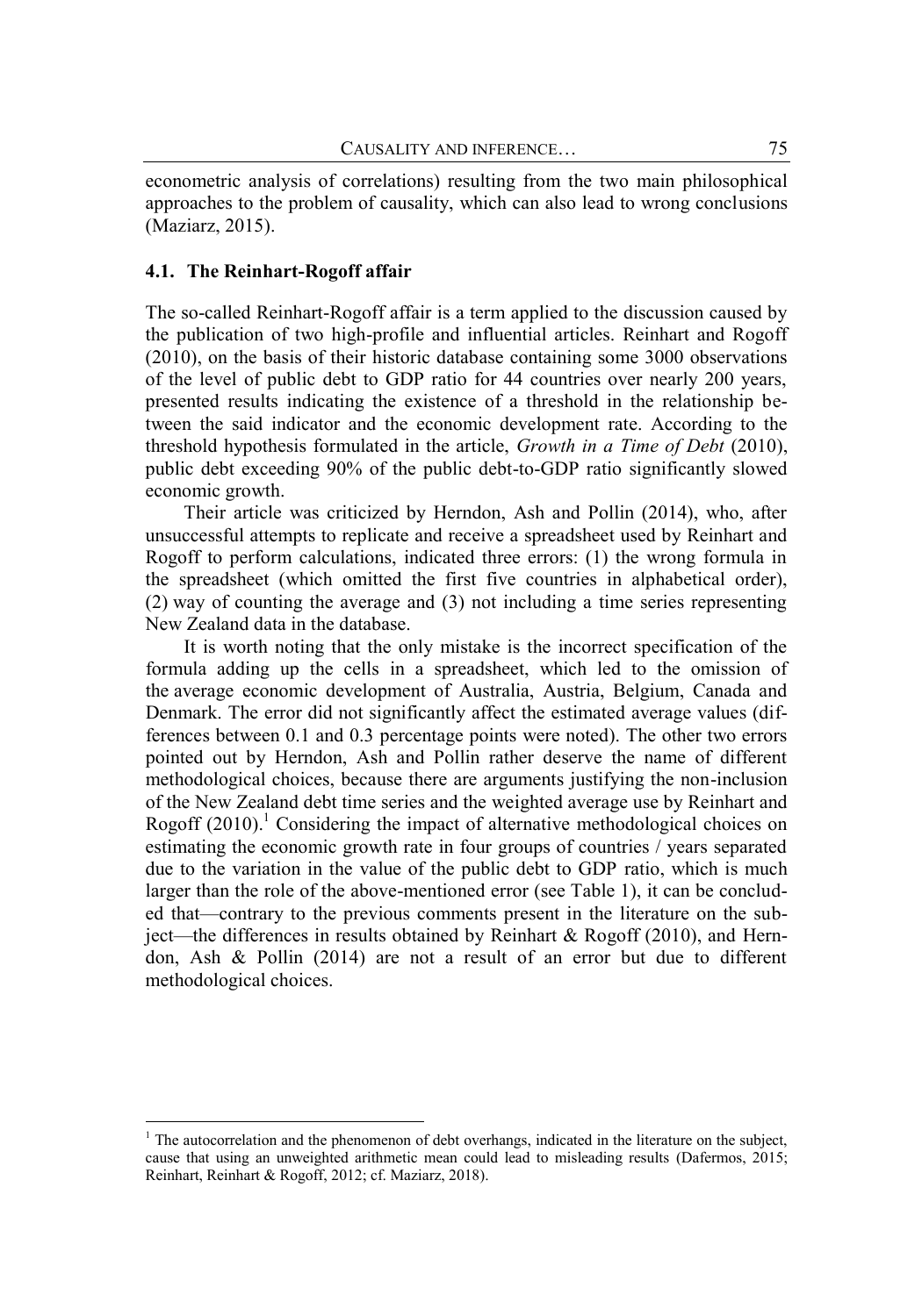econometric analysis of correlations) resulting from the two main philosophical approaches to the problem of causality, which can also lead to wrong conclusions (Maziarz, 2015).

### 4.1. The Reinhart-Rogoff affair

The so-called Reinhart-Rogoff affair is a term applied to the discussion caused by the publication of two high-profile and influential articles. Reinhart and Rogoff (2010), on the basis of their historic database containing some 3000 observations of the level of public debt to GDP ratio for 44 countries over nearly 200 years, presented results indicating the existence of a threshold in the relationship between the said indicator and the economic development rate. According to the threshold hypothesis formulated in the article, *Growth in a Time of Debt* (2010), public debt exceeding 90% of the public debt-to-GDP ratio significantly slowed economic growth.

Their article was criticized by Herndon, Ash and Pollin (2014), who, after unsuccessful attempts to replicate and receive a spreadsheet used by Reinhart and Rogoff to perform calculations, indicated three errors: (1) the wrong formula in the spreadsheet (which omitted the first five countries in alphabetical order), (2) way of counting the average and (3) not including a time series representing New Zealand data in the database.

It is worth noting that the only mistake is the incorrect specification of the formula adding up the cells in a spreadsheet, which led to the omission of the average economic development of Australia, Austria, Belgium, Canada and Denmark. The error did not significantly affect the estimated average values (differences between 0.1 and 0.3 percentage points were noted). The other two errors pointed out by Herndon, Ash and Pollin rather deserve the name of different methodological choices, because there are arguments justifying the non-inclusion of the New Zealand debt time series and the weighted average use by Reinhart and Rogoff (2010).[1] Considering the impact of alternative methodological choices on estimating the economic growth rate in four groups of countries / years separated due to the variation in the value of the public debt to GDP ratio, which is much larger than the role of the above-mentioned error (see Table 1), it can be concluded that—contrary to the previous comments present in the literature on the subject—the differences in results obtained by Reinhart & Rogoff (2010), and Herndon, Ash & Pollin (2014) are not a result of an error but due to different methodological choices.

[1] The autocorrelation and the phenomenon of debt overhangs, indicated in the literature on the subject, cause that using an unweighted arithmetic mean could lead to misleading results (Dafermos, 2015; Reinhart, Reinhart & Rogoff, 2012; cf. Maziarz, 2018).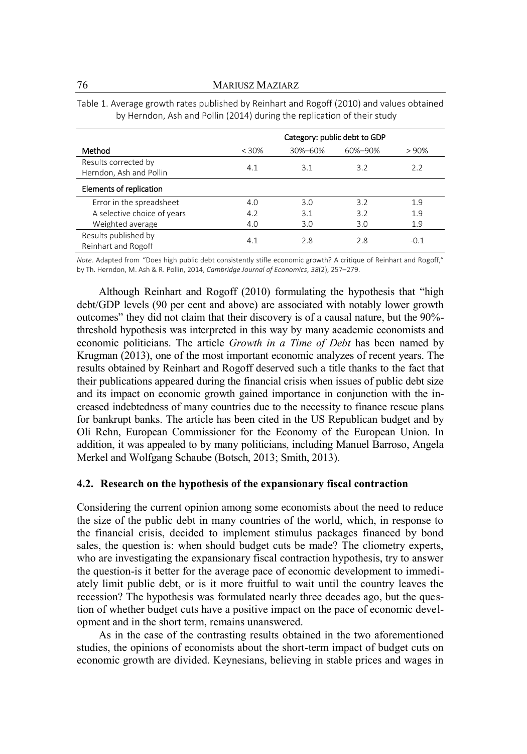Table 1. Average growth rates published by Reinhart and Rogoff (2010) and values obtained by Herndon, Ash and Pollin (2014) during the replication of their study

| | Category: public debt to GDP | | | |
|---|---|---|---|---|
| Method | < 30% | 30%–60% | 60%–90% | > 90% |
| Results corrected by Herndon, Ash and Pollin | 4.1 | 3.1 | 3.2 | 2.2 |
| **Elements of replication** | | | | |
| Error in the spreadsheet | 4.0 | 3.0 | 3.2 | 1.9 |
| A selective choice of years | 4.2 | 3.1 | 3.2 | 1.9 |
| Weighted average | 4.0 | 3.0 | 3.0 | 1.9 |
| Results published by Reinhart and Rogoff | 4.1 | 2.8 | 2.8 | -0.1 |

*Note*. Adapted from "Does high public debt consistently stifle economic growth? A critique of Reinhart and Rogoff," by Th. Herndon, M. Ash & R. Pollin, 2014, *Cambridge Journal of Economics*, *38*(2), 257–279.

Although Reinhart and Rogoff (2010) formulating the hypothesis that "high debt/GDP levels (90 per cent and above) are associated with notably lower growth outcomes" they did not claim that their discovery is of a causal nature, but the 90%-threshold hypothesis was interpreted in this way by many academic economists and economic politicians. The article *Growth in a Time of Debt* has been named by Krugman (2013), one of the most important economic analyzes of recent years. The results obtained by Reinhart and Rogoff deserved such a title thanks to the fact that their publications appeared during the financial crisis when issues of public debt size and its impact on economic growth gained importance in conjunction with the increased indebtedness of many countries due to the necessity to finance rescue plans for bankrupt banks. The article has been cited in the US Republican budget and by Oli Rehn, European Commissioner for the Economy of the European Union. In addition, it was appealed to by many politicians, including Manuel Barroso, Angela Merkel and Wolfgang Schaube (Botsch, 2013; Smith, 2013).

### 4.2. Research on the hypothesis of the expansionary fiscal contraction

Considering the current opinion among some economists about the need to reduce the size of the public debt in many countries of the world, which, in response to the financial crisis, decided to implement stimulus packages financed by bond sales, the question is: when should budget cuts be made? The cliometry experts, who are investigating the expansionary fiscal contraction hypothesis, try to answer the question-is it better for the average pace of economic development to immediately limit public debt, or is it more fruitful to wait until the country leaves the recession? The hypothesis was formulated nearly three decades ago, but the question of whether budget cuts have a positive impact on the pace of economic development and in the short term, remains unanswered.

As in the case of the contrasting results obtained in the two aforementioned studies, the opinions of economists about the short-term impact of budget cuts on economic growth are divided. Keynesians, believing in stable prices and wages in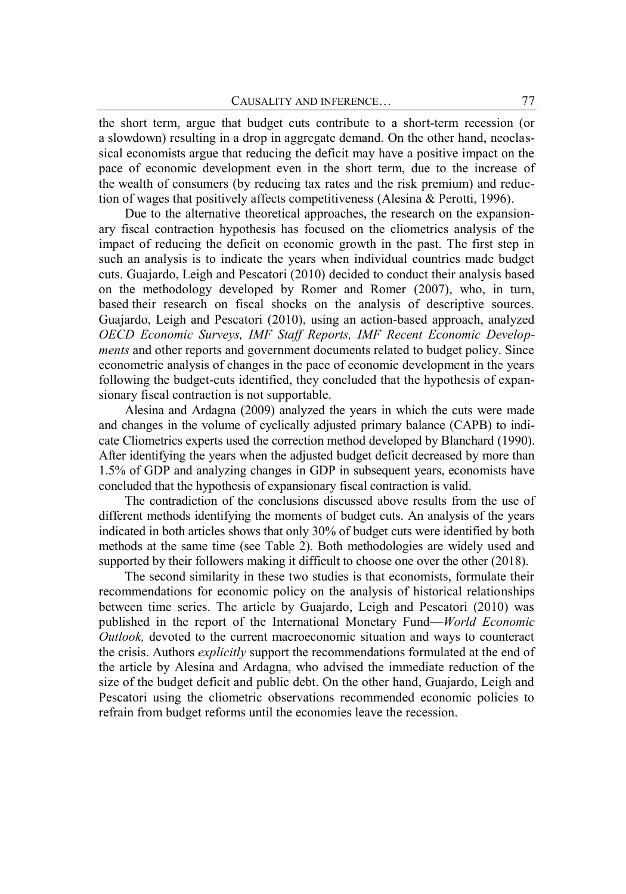the short term, argue that budget cuts contribute to a short-term recession (or a slowdown) resulting in a drop in aggregate demand. On the other hand, neoclassical economists argue that reducing the deficit may have a positive impact on the pace of economic development even in the short term, due to the increase of the wealth of consumers (by reducing tax rates and the risk premium) and reduction of wages that positively affects competitiveness (Alesina & Perotti, 1996).

Due to the alternative theoretical approaches, the research on the expansionary fiscal contraction hypothesis has focused on the cliometrics analysis of the impact of reducing the deficit on economic growth in the past. The first step in such an analysis is to indicate the years when individual countries made budget cuts. Guajardo, Leigh and Pescatori (2010) decided to conduct their analysis based on the methodology developed by Romer and Romer (2007), who, in turn, based their research on fiscal shocks on the analysis of descriptive sources. Guajardo, Leigh and Pescatori (2010), using an action-based approach, analyzed *OECD Economic Surveys, IMF Staff Reports, IMF Recent Economic Developments* and other reports and government documents related to budget policy. Since econometric analysis of changes in the pace of economic development in the years following the budget-cuts identified, they concluded that the hypothesis of expansionary fiscal contraction is not supportable.

Alesina and Ardagna (2009) analyzed the years in which the cuts were made and changes in the volume of cyclically adjusted primary balance (CAPB) to indicate Cliometrics experts used the correction method developed by Blanchard (1990). After identifying the years when the adjusted budget deficit decreased by more than 1.5% of GDP and analyzing changes in GDP in subsequent years, economists have concluded that the hypothesis of expansionary fiscal contraction is valid.

The contradiction of the conclusions discussed above results from the use of different methods identifying the moments of budget cuts. An analysis of the years indicated in both articles shows that only 30% of budget cuts were identified by both methods at the same time (see Table 2). Both methodologies are widely used and supported by their followers making it difficult to choose one over the other (2018).

The second similarity in these two studies is that economists, formulate their recommendations for economic policy on the analysis of historical relationships between time series. The article by Guajardo, Leigh and Pescatori (2010) was published in the report of the International Monetary Fund—*World Economic Outlook,* devoted to the current macroeconomic situation and ways to counteract the crisis. Authors *explicitly* support the recommendations formulated at the end of the article by Alesina and Ardagna, who advised the immediate reduction of the size of the budget deficit and public debt. On the other hand, Guajardo, Leigh and Pescatori using the cliometric observations recommended economic policies to refrain from budget reforms until the economies leave the recession.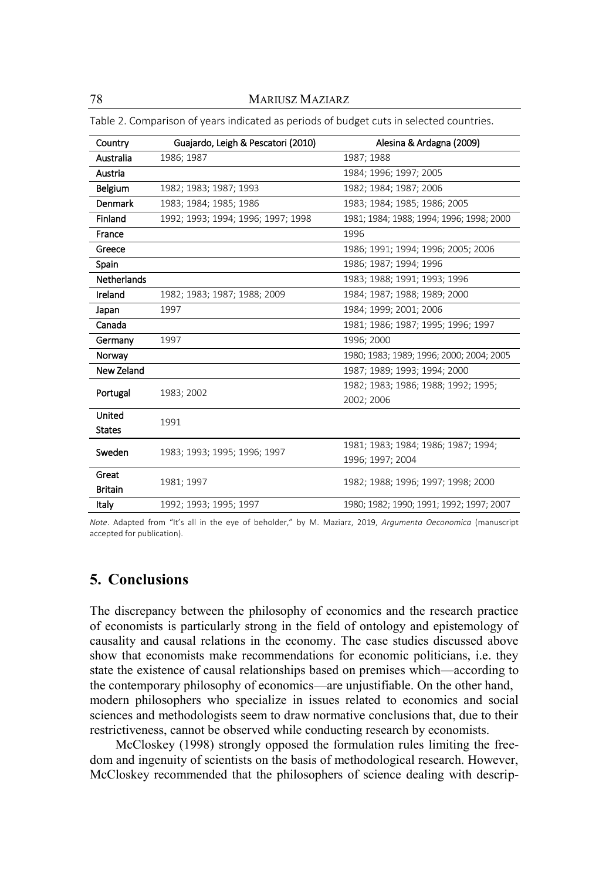Table 2. Comparison of years indicated as periods of budget cuts in selected countries.

| Country | Guajardo, Leigh & Pescatori (2010) | Alesina & Ardagna (2009) |
|---|---|---|
| Australia | 1986; 1987 | 1987; 1988 |
| Austria | | 1984; 1996; 1997; 2005 |
| Belgium | 1982; 1983; 1987; 1993 | 1982; 1984; 1987; 2006 |
| Denmark | 1983; 1984; 1985; 1986 | 1983; 1984; 1985; 1986; 2005 |
| Finland | 1992; 1993; 1994; 1996; 1997; 1998 | 1981; 1984; 1988; 1994; 1996; 1998; 2000 |
| France | | 1996 |
| Greece | | 1986; 1991; 1994; 1996; 2005; 2006 |
| Spain | | 1986; 1987; 1994; 1996 |
| Netherlands | | 1983; 1988; 1991; 1993; 1996 |
| Ireland | 1982; 1983; 1987; 1988; 2009 | 1984; 1987; 1988; 1989; 2000 |
| Japan | 1997 | 1984; 1999; 2001; 2006 |
| Canada | | 1981; 1986; 1987; 1995; 1996; 1997 |
| Germany | 1997 | 1996; 2000 |
| Norway | | 1980; 1983; 1989; 1996; 2000; 2004; 2005 |
| New Zeland | | 1987; 1989; 1993; 1994; 2000 |
| Portugal | 1983; 2002 | 1982; 1983; 1986; 1988; 1992; 1995; 2002; 2006 |
| United States | 1991 | |
| Sweden | 1983; 1993; 1995; 1996; 1997 | 1981; 1983; 1984; 1986; 1987; 1994; 1996; 1997; 2004 |
| Great Britain | 1981; 1997 | 1982; 1988; 1996; 1997; 1998; 2000 |
| Italy | 1992; 1993; 1995; 1997 | 1980; 1982; 1990; 1991; 1992; 1997; 2007 |

*Note*. Adapted from "It's all in the eye of beholder," by M. Maziarz, 2019, *Argumenta Oeconomica* (manuscript accepted for publication).

## 5. Conclusions

The discrepancy between the philosophy of economics and the research practice of economists is particularly strong in the field of ontology and epistemology of causality and causal relations in the economy. The case studies discussed above show that economists make recommendations for economic politicians, i.e. they state the existence of causal relationships based on premises which—according to the contemporary philosophy of economics—are unjustifiable. On the other hand, modern philosophers who specialize in issues related to economics and social sciences and methodologists seem to draw normative conclusions that, due to their restrictiveness, cannot be observed while conducting research by economists.

McCloskey (1998) strongly opposed the formulation rules limiting the freedom and ingenuity of scientists on the basis of methodological research. However, McCloskey recommended that the philosophers of science dealing with descrip-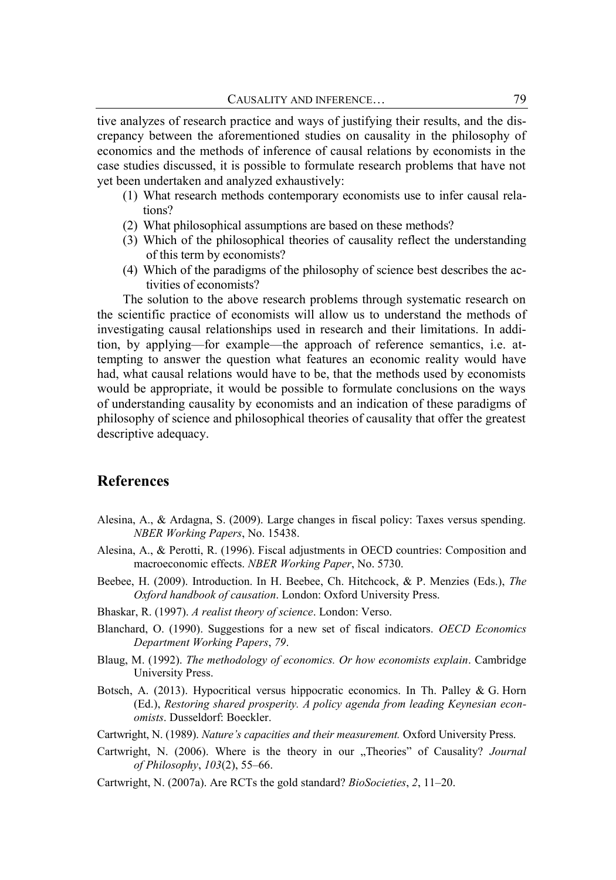tive analyzes of research practice and ways of justifying their results, and the discrepancy between the aforementioned studies on causality in the philosophy of economics and the methods of inference of causal relations by economists in the case studies discussed, it is possible to formulate research problems that have not yet been undertaken and analyzed exhaustively:

(1) What research methods contemporary economists use to infer causal relations?
(2) What philosophical assumptions are based on these methods?
(3) Which of the philosophical theories of causality reflect the understanding of this term by economists?
(4) Which of the paradigms of the philosophy of science best describes the activities of economists?

The solution to the above research problems through systematic research on the scientific practice of economists will allow us to understand the methods of investigating causal relationships used in research and their limitations. In addition, by applying—for example—the approach of reference semantics, i.e. attempting to answer the question what features an economic reality would have had, what causal relations would have to be, that the methods used by economists would be appropriate, it would be possible to formulate conclusions on the ways of understanding causality by economists and an indication of these paradigms of philosophy of science and philosophical theories of causality that offer the greatest descriptive adequacy.

## References

Alesina, A., & Ardagna, S. (2009). Large changes in fiscal policy: Taxes versus spending. *NBER Working Papers*, No. 15438.

Alesina, A., & Perotti, R. (1996). Fiscal adjustments in OECD countries: Composition and macroeconomic effects. *NBER Working Paper*, No. 5730.

Beebee, H. (2009). Introduction. In H. Beebee, Ch. Hitchcock, & P. Menzies (Eds.), *The Oxford handbook of causation*. London: Oxford University Press.

Bhaskar, R. (1997). *A realist theory of science*. London: Verso.

Blanchard, O. (1990). Suggestions for a new set of fiscal indicators. *OECD Economics Department Working Papers*, *79*.

Blaug, M. (1992). *The methodology of economics. Or how economists explain*. Cambridge University Press.

Botsch, A. (2013). Hypocritical versus hippocratic economics. In Th. Palley & G. Horn (Ed.), *Restoring shared prosperity. A policy agenda from leading Keynesian economists*. Dusseldorf: Boeckler.

Cartwright, N. (1989). *Nature's capacities and their measurement.* Oxford University Press.

Cartwright, N. (2006). Where is the theory in our „Theories" of Causality? *Journal of Philosophy*, *103*(2), 55–66.

Cartwright, N. (2007a). Are RCTs the gold standard? *BioSocieties*, *2*, 11–20.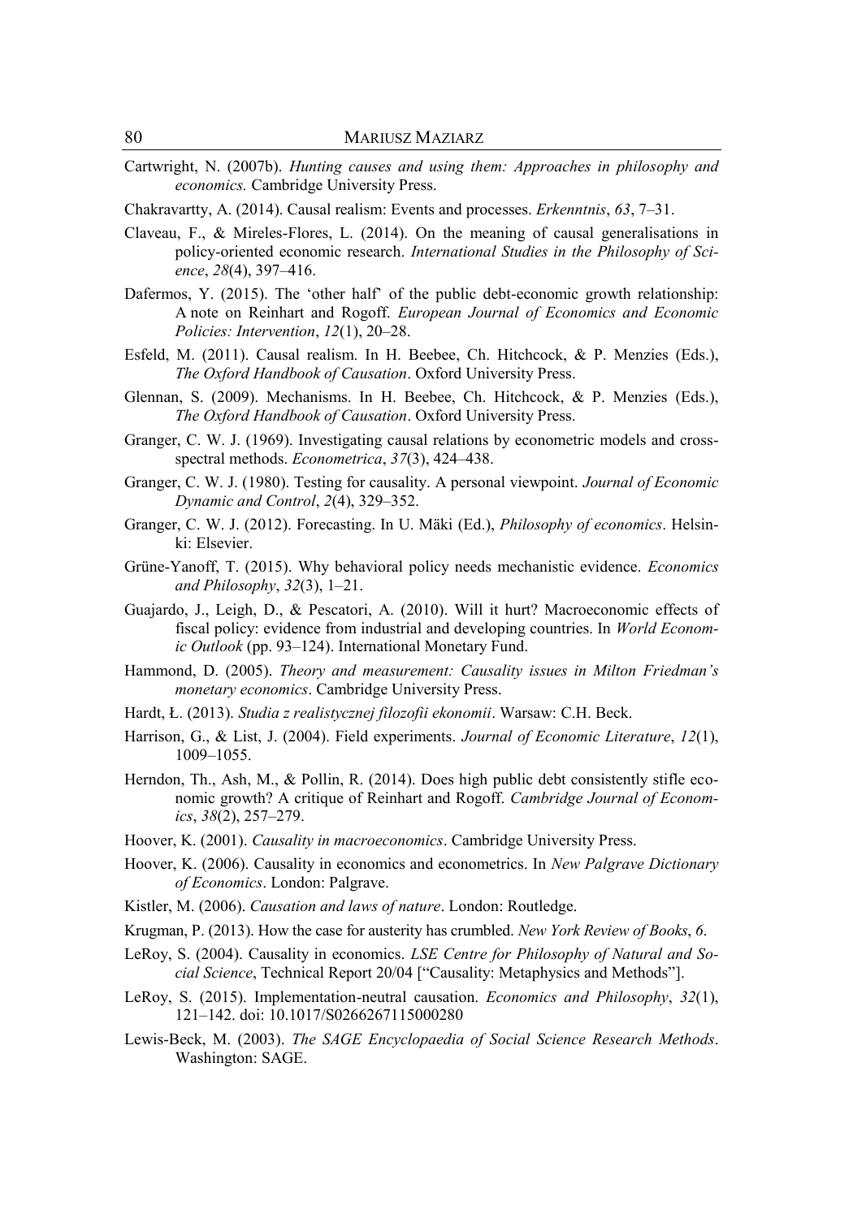Cartwright, N. (2007b). *Hunting causes and using them: Approaches in philosophy and economics.* Cambridge University Press.

Chakravartty, A. (2014). Causal realism: Events and processes. *Erkenntnis*, *63*, 7–31.

Claveau, F., & Mireles-Flores, L. (2014). On the meaning of causal generalisations in policy-oriented economic research. *International Studies in the Philosophy of Science*, *28*(4), 397–416.

Dafermos, Y. (2015). The 'other half' of the public debt-economic growth relationship: A note on Reinhart and Rogoff. *European Journal of Economics and Economic Policies: Intervention*, *12*(1), 20–28.

Esfeld, M. (2011). Causal realism. In H. Beebee, Ch. Hitchcock, & P. Menzies (Eds.), *The Oxford Handbook of Causation*. Oxford University Press.

Glennan, S. (2009). Mechanisms. In H. Beebee, Ch. Hitchcock, & P. Menzies (Eds.), *The Oxford Handbook of Causation*. Oxford University Press.

Granger, C. W. J. (1969). Investigating causal relations by econometric models and cross-spectral methods. *Econometrica*, *37*(3), 424–438.

Granger, C. W. J. (1980). Testing for causality. A personal viewpoint. *Journal of Economic Dynamic and Control*, *2*(4), 329–352.

Granger, C. W. J. (2012). Forecasting. In U. Mäki (Ed.), *Philosophy of economics*. Helsinki: Elsevier.

Grüne-Yanoff, T. (2015). Why behavioral policy needs mechanistic evidence. *Economics and Philosophy*, *32*(3), 1–21.

Guajardo, J., Leigh, D., & Pescatori, A. (2010). Will it hurt? Macroeconomic effects of fiscal policy: evidence from industrial and developing countries. In *World Economic Outlook* (pp. 93–124). International Monetary Fund.

Hammond, D. (2005). *Theory and measurement: Causality issues in Milton Friedman's monetary economics*. Cambridge University Press.

Hardt, Ł. (2013). *Studia z realistycznej filozofii ekonomii*. Warsaw: C.H. Beck.

Harrison, G., & List, J. (2004). Field experiments. *Journal of Economic Literature*, *12*(1), 1009–1055.

Herndon, Th., Ash, M., & Pollin, R. (2014). Does high public debt consistently stifle economic growth? A critique of Reinhart and Rogoff. *Cambridge Journal of Economics*, *38*(2), 257–279.

Hoover, K. (2001). *Causality in macroeconomics*. Cambridge University Press.

Hoover, K. (2006). Causality in economics and econometrics. In *New Palgrave Dictionary of Economics*. London: Palgrave.

Kistler, M. (2006). *Causation and laws of nature*. London: Routledge.

Krugman, P. (2013). How the case for austerity has crumbled. *New York Review of Books*, *6*.

LeRoy, S. (2004). Causality in economics. *LSE Centre for Philosophy of Natural and Social Science*, Technical Report 20/04 ["Causality: Metaphysics and Methods"].

LeRoy, S. (2015). Implementation-neutral causation. *Economics and Philosophy*, *32*(1), 121–142. doi: 10.1017/S0266267115000280

Lewis-Beck, M. (2003). *The SAGE Encyclopaedia of Social Science Research Methods*. Washington: SAGE.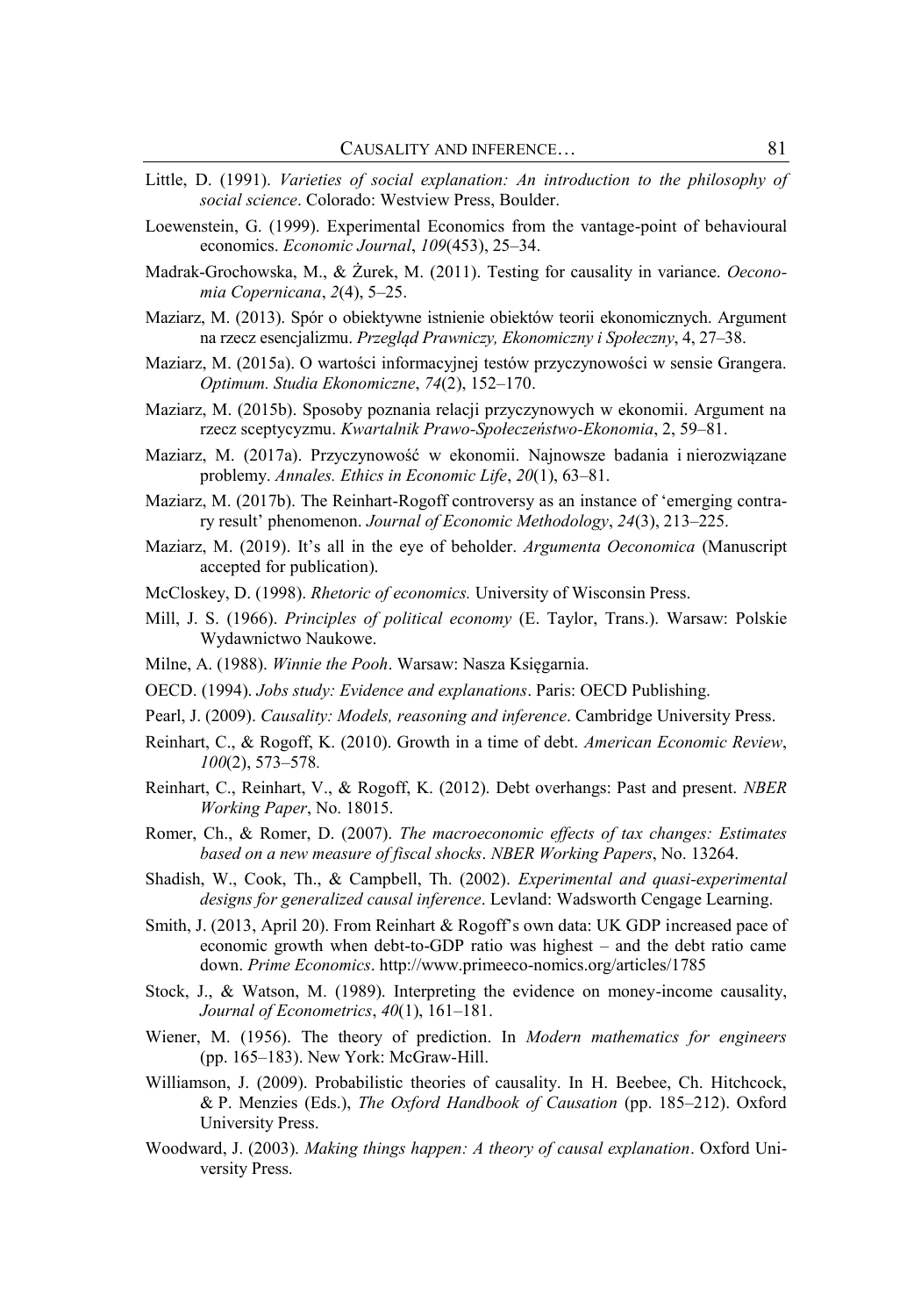Little, D. (1991). *Varieties of social explanation: An introduction to the philosophy of social science*. Colorado: Westview Press, Boulder.

Loewenstein, G. (1999). Experimental Economics from the vantage-point of behavioural economics. *Economic Journal*, *109*(453), 25–34.

Madrak-Grochowska, M., & Żurek, M. (2011). Testing for causality in variance. *Oeconomia Copernicana*, *2*(4), 5–25.

Maziarz, M. (2013). Spór o obiektywne istnienie obiektów teorii ekonomicznych. Argument na rzecz esencjalizmu. *Przegląd Prawniczy, Ekonomiczny i Społeczny*, 4, 27–38.

Maziarz, M. (2015a). O wartości informacyjnej testów przyczynowości w sensie Grangera. *Optimum. Studia Ekonomiczne*, *74*(2), 152–170.

Maziarz, M. (2015b). Sposoby poznania relacji przyczynowych w ekonomii. Argument na rzecz sceptycyzmu. *Kwartalnik Prawo-Społeczeństwo-Ekonomia*, 2, 59–81.

Maziarz, M. (2017a). Przyczynowość w ekonomii. Najnowsze badania i nierozwiązane problemy. *Annales. Ethics in Economic Life*, *20*(1), 63–81.

Maziarz, M. (2017b). The Reinhart-Rogoff controversy as an instance of 'emerging contrary result' phenomenon. *Journal of Economic Methodology*, *24*(3), 213–225.

Maziarz, M. (2019). It's all in the eye of beholder. *Argumenta Oeconomica* (Manuscript accepted for publication).

McCloskey, D. (1998). *Rhetoric of economics.* University of Wisconsin Press.

Mill, J. S. (1966). *Principles of political economy* (E. Taylor, Trans.). Warsaw: Polskie Wydawnictwo Naukowe.

Milne, A. (1988). *Winnie the Pooh*. Warsaw: Nasza Księgarnia.

OECD. (1994). *Jobs study: Evidence and explanations*. Paris: OECD Publishing.

Pearl, J. (2009). *Causality: Models, reasoning and inference*. Cambridge University Press.

Reinhart, C., & Rogoff, K. (2010). Growth in a time of debt. *American Economic Review*, *100*(2), 573–578.

Reinhart, C., Reinhart, V., & Rogoff, K. (2012). Debt overhangs: Past and present. *NBER Working Paper*, No. 18015.

Romer, Ch., & Romer, D. (2007). *The macroeconomic effects of tax changes: Estimates based on a new measure of fiscal shocks*. *NBER Working Papers*, No. 13264.

Shadish, W., Cook, Th., & Campbell, Th. (2002). *Experimental and quasi-experimental designs for generalized causal inference*. Levland: Wadsworth Cengage Learning.

Smith, J. (2013, April 20). From Reinhart & Rogoff's own data: UK GDP increased pace of economic growth when debt-to-GDP ratio was highest – and the debt ratio came down. *Prime Economics*. http://www.primeeco-nomics.org/articles/1785

Stock, J., & Watson, M. (1989). Interpreting the evidence on money-income causality, *Journal of Econometrics*, *40*(1), 161–181.

Wiener, M. (1956). The theory of prediction. In *Modern mathematics for engineers* (pp. 165–183). New York: McGraw-Hill.

Williamson, J. (2009). Probabilistic theories of causality. In H. Beebee, Ch. Hitchcock, & P. Menzies (Eds.), *The Oxford Handbook of Causation* (pp. 185–212). Oxford University Press.

Woodward, J. (2003). *Making things happen: A theory of causal explanation*. Oxford University Press.